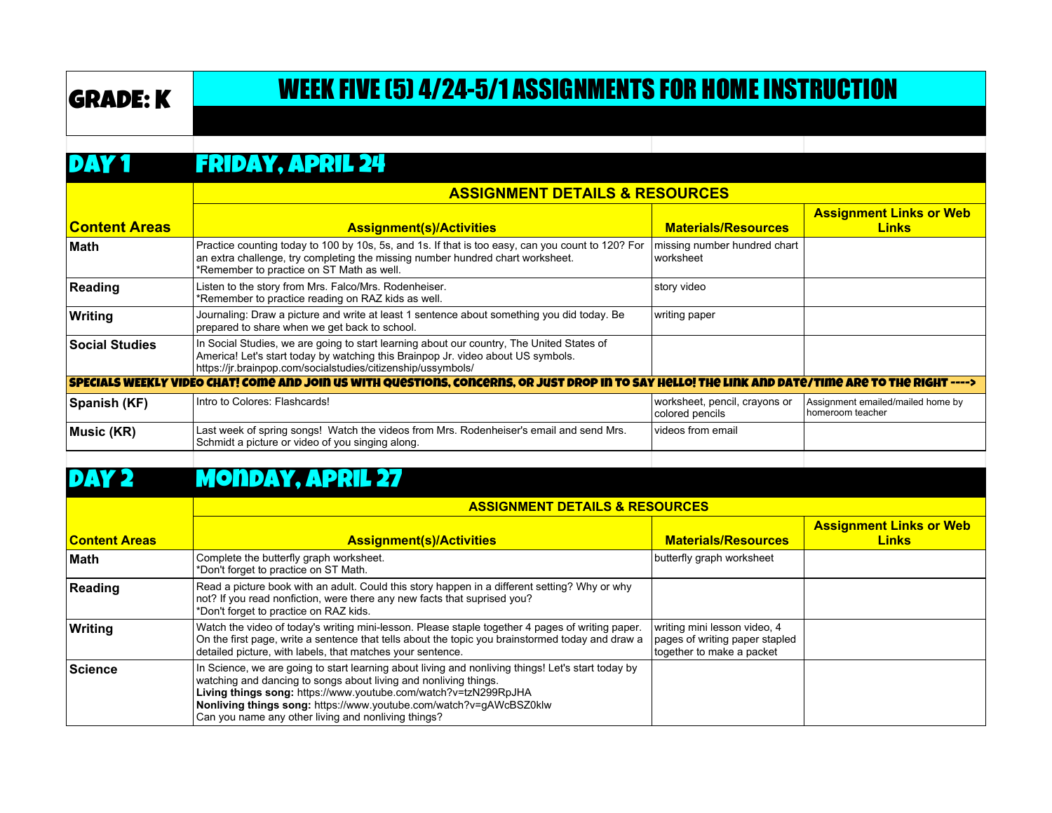# GRADE: K

# WEEK FIVE (5) 4/24-5/1 ASSIGNMENTS FOR HOME INSTRUCTION

## DAY 1 FRIDAY, APRIL 24

| Content Areas | Assignment(s)/Activities | Materials/Resources | Assignment Links or Web Links |
|---|---|---|---|
| | **ASSIGNMENT DETAILS & RESOURCES** | | |
| **Math** | Practice counting today to 100 by 10s, 5s, and 1s. If that is too easy, can you count to 120? For an extra challenge, try completing the missing number hundred chart worksheet. *Remember to practice on ST Math as well. | missing number hundred chart worksheet | |
| **Reading** | Listen to the story from Mrs. Falco/Mrs. Rodenheiser. *Remember to practice reading on RAZ kids as well. | story video | |
| **Writing** | Journaling: Draw a picture and write at least 1 sentence about something you did today. Be prepared to share when we get back to school. | writing paper | |
| **Social Studies** | In Social Studies, we are going to start learning about our country, The United States of America! Let's start today by watching this Brainpop Jr. video about US symbols. https://jr.brainpop.com/socialstudies/citizenship/ussymbols/ | | |
| **SPECIALS WEEKLY VIDEO CHAT! Come and join us with questions, concerns, or just drop in to say hello! The link and date/time are to the right ---->** | | | |
| **Spanish (KF)** | Intro to Colores: Flashcards! | worksheet, pencil, crayons or colored pencils | Assignment emailed/mailed home by homeroom teacher |
| **Music (KR)** | Last week of spring songs! Watch the videos from Mrs. Rodenheiser's email and send Mrs. Schmidt a picture or video of you singing along. | videos from email | |

## DAY 2 MONDAY, APRIL 27

| Content Areas | Assignment(s)/Activities | Materials/Resources | Assignment Links or Web Links |
|---|---|---|---|
| | **ASSIGNMENT DETAILS & RESOURCES** | | |
| **Math** | Complete the butterfly graph worksheet. *Don't forget to practice on ST Math. | butterfly graph worksheet | |
| **Reading** | Read a picture book with an adult. Could this story happen in a different setting? Why or why not? If you read nonfiction, were there any new facts that suprised you? *Don't forget to practice on RAZ kids. | | |
| **Writing** | Watch the video of today's writing mini-lesson. Please staple together 4 pages of writing paper. On the first page, write a sentence that tells about the topic you brainstormed today and draw a detailed picture, with labels, that matches your sentence. | writing mini lesson video, 4 pages of writing paper stapled together to make a packet | |
| **Science** | In Science, we are going to start learning about living and nonliving things! Let's start today by watching and dancing to songs about living and nonliving things. **Living things song:** https://www.youtube.com/watch?v=tzN299RpJHA **Nonliving things song:** https://www.youtube.com/watch?v=gAWcBSZ0klw Can you name any other living and nonliving things? | | |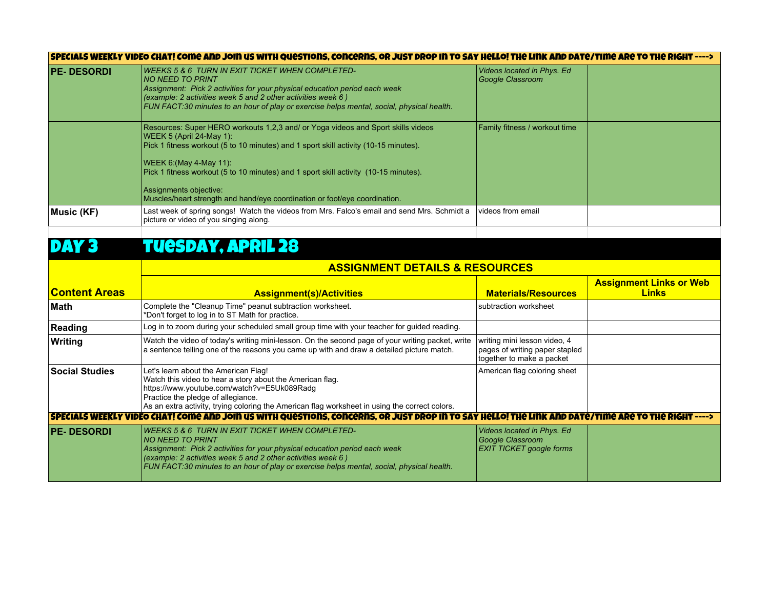| SPECIALS WEEKLY VIDEO CHAT! COME AND JOIN US WITH QUESTIONS, CONCERNS, OR JUST DROP IN TO SAY HELLO! THE LINK AND DATE/TIME ARE TO THE RIGHT ----> | | | |
|---|---|---|---|
| **PE- DESORDI** | *WEEKS 5 & 6 TURN IN EXIT TICKET WHEN COMPLETED-<br>NO NEED TO PRINT<br>Assignment: Pick 2 activities for your physical education period each week<br>(example: 2 activities week 5 and 2 other activities week 6 )<br>FUN FACT:30 minutes to an hour of play or exercise helps mental, social, physical health.* | *Videos located in Phys. Ed Google Classroom* | |
| | Resources: Super HERO workouts 1,2,3 and/ or Yoga videos and Sport skills videos<br>WEEK 5 (April 24-May 1):<br>Pick 1 fitness workout (5 to 10 minutes) and 1 sport skill activity (10-15 minutes).<br><br>WEEK 6:(May 4-May 11):<br>Pick 1 fitness workout (5 to 10 minutes) and 1 sport skill activity (10-15 minutes).<br><br>Assignments objective:<br>Muscles/heart strength and hand/eye coordination or foot/eye coordination. | Family fitness / workout time | |
| **Music (KF)** | Last week of spring songs! Watch the videos from Mrs. Falco's email and send Mrs. Schmidt a picture or video of you singing along. | videos from email | |

# DAY 3 TUESDAY, APRIL 28

| | ASSIGNMENT DETAILS & RESOURCES | | |
|---|---|---|---|
| **Content Areas** | **Assignment(s)/Activities** | **Materials/Resources** | **Assignment Links or Web Links** |
| **Math** | Complete the "Cleanup Time" peanut subtraction worksheet.<br>*Don't forget to log in to ST Math for practice. | subtraction worksheet | |
| **Reading** | Log in to zoom during your scheduled small group time with your teacher for guided reading. | | |
| **Writing** | Watch the video of today's writing mini-lesson. On the second page of your writing packet, write a sentence telling one of the reasons you came up with and draw a detailed picture match. | writing mini lesson video, 4 pages of writing paper stapled together to make a packet | |
| **Social Studies** | Let's learn about the American Flag!<br>Watch this video to hear a story about the American flag.<br>https://www.youtube.com/watch?v=E5Uk089Radg<br>Practice the pledge of allegiance.<br>As an extra activity, trying coloring the American flag worksheet in using the correct colors. | American flag coloring sheet | |
| SPECIALS WEEKLY VIDEO CHAT! COME AND JOIN US WITH QUESTIONS, CONCERNS, OR JUST DROP IN TO SAY HELLO! THE LINK AND DATE/TIME ARE TO THE RIGHT ----> | | | |
| **PE- DESORDI** | *WEEKS 5 & 6 TURN IN EXIT TICKET WHEN COMPLETED-<br>NO NEED TO PRINT<br>Assignment: Pick 2 activities for your physical education period each week<br>(example: 2 activities week 5 and 2 other activities week 6 )<br>FUN FACT:30 minutes to an hour of play or exercise helps mental, social, physical health.* | *Videos located in Phys. Ed Google Classroom<br>EXIT TICKET google forms* | |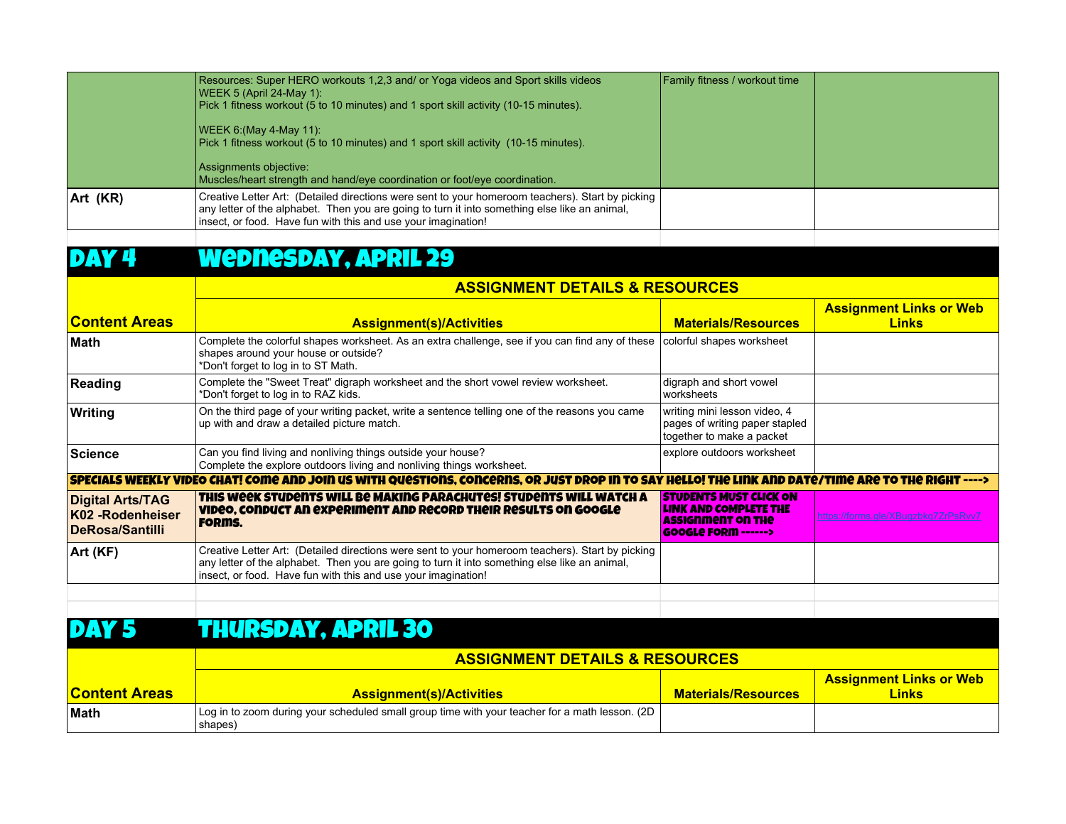| | | | |
|---|---|---|---|
| | Resources: Super HERO workouts 1,2,3 and/ or Yoga videos and Sport skills videos<br>WEEK 5 (April 24-May 1):<br>Pick 1 fitness workout (5 to 10 minutes) and 1 sport skill activity (10-15 minutes).<br><br>WEEK 6:(May 4-May 11):<br>Pick 1 fitness workout (5 to 10 minutes) and 1 sport skill activity (10-15 minutes).<br><br>Assignments objective:<br>Muscles/heart strength and hand/eye coordination or foot/eye coordination. | Family fitness / workout time | |
| **Art (KR)** | Creative Letter Art: (Detailed directions were sent to your homeroom teachers). Start by picking any letter of the alphabet. Then you are going to turn it into something else like an animal, insect, or food. Have fun with this and use your imagination! | | |

# DAY 4 WEDNESDAY, APRIL 29

| Content Areas | ASSIGNMENT DETAILS & RESOURCES | | |
|---|---|---|---|
| | **Assignment(s)/Activities** | **Materials/Resources** | **Assignment Links or Web Links** |
| **Math** | Complete the colorful shapes worksheet. As an extra challenge, see if you can find any of these shapes around your house or outside?<br>*Don't forget to log in to ST Math. | colorful shapes worksheet | |
| **Reading** | Complete the "Sweet Treat" digraph worksheet and the short vowel review worksheet.<br>*Don't forget to log in to RAZ kids. | digraph and short vowel worksheets | |
| **Writing** | On the third page of your writing packet, write a sentence telling one of the reasons you came up with and draw a detailed picture match. | writing mini lesson video, 4 pages of writing paper stapled together to make a packet | |
| **Science** | Can you find living and nonliving things outside your house?<br>Complete the explore outdoors living and nonliving things worksheet. | explore outdoors worksheet | |
| **SPECIALS WEEKLY VIDEO CHAT! COME AND JOIN US WITH QUESTIONS, CONCERNS, OR JUST DROP IN TO SAY HELLO! THE LINK AND DATE/TIME ARE TO THE RIGHT ---->** | | | |
| **Digital Arts/TAG K02 -Rodenheiser DeRosa/Santilli** | **THIS WEEK STUDENTS WILL BE MAKING PARACHUTES! STUDENTS WILL WATCH A VIDEO, CONDUCT AN EXPERIMENT AND RECORD THEIR RESULTS ON GOOGLE FORMS.** | **STUDENTS MUST CLICK ON LINK AND COMPLETE THE ASSIGNMENT ON THE GOOGLE FORM ------>** | https://forms.gle/X8ugzbkg7ZrPsRvv7 |
| **Art (KF)** | Creative Letter Art: (Detailed directions were sent to your homeroom teachers). Start by picking any letter of the alphabet. Then you are going to turn it into something else like an animal, insect, or food. Have fun with this and use your imagination! | | |

# DAY 5 THURSDAY, APRIL 30

| Content Areas | ASSIGNMENT DETAILS & RESOURCES | | |
|---|---|---|---|
| | **Assignment(s)/Activities** | **Materials/Resources** | **Assignment Links or Web Links** |
| **Math** | Log in to zoom during your scheduled small group time with your teacher for a math lesson. (2D shapes) | | |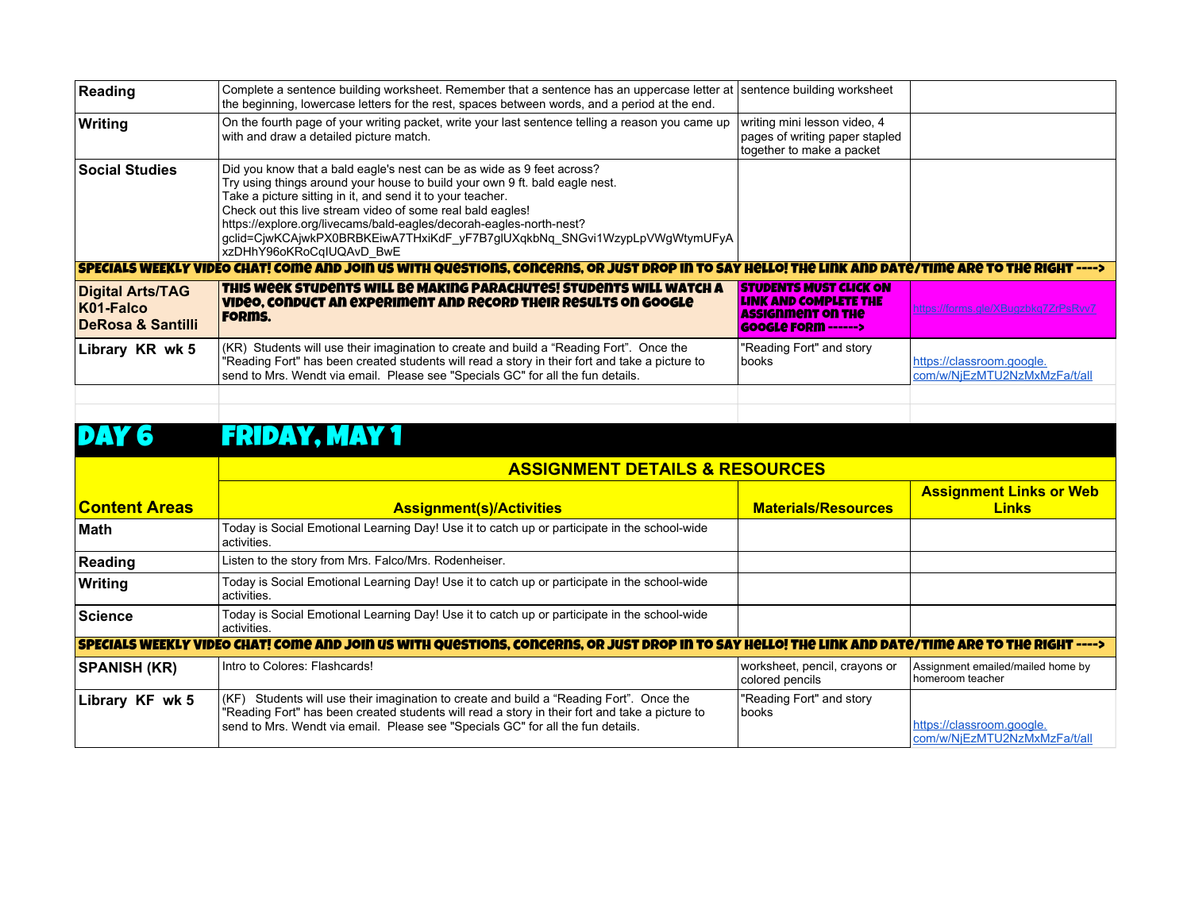| | | | |
|---|---|---|---|
| **Reading** | Complete a sentence building worksheet. Remember that a sentence has an uppercase letter at the beginning, lowercase letters for the rest, spaces between words, and a period at the end. | sentence building worksheet | |
| **Writing** | On the fourth page of your writing packet, write your last sentence telling a reason you came up with and draw a detailed picture match. | writing mini lesson video, 4 pages of writing paper stapled together to make a packet | |
| **Social Studies** | Did you know that a bald eagle's nest can be as wide as 9 feet across?<br>Try using things around your house to build your own 9 ft. bald eagle nest.<br>Take a picture sitting in it, and send it to your teacher.<br>Check out this live stream video of some real bald eagles!<br>https://explore.org/livecams/bald-eagles/decorah-eagles-north-nest?gclid=CjwKCAjwkPX0BRBKEiwA7THxiKdF_yF7B7glUXqkbNq_SNGvi1WzypLpVWgWtymUFyAxzDHhY96oKRoCqIUQAvD_BwE | | |
| **SPECIALS WEEKLY VIDEO CHAT! COME AND JOIN US WITH QUESTIONS, CONCERNS, OR JUST DROP IN TO SAY HELLO! THE LINK AND DATE/TIME ARE TO THE RIGHT ---->** | | | |
| **Digital Arts/TAG K01-Falco DeRosa & Santilli** | **THIS WEEK STUDENTS WILL BE MAKING PARACHUTES! STUDENTS WILL WATCH A VIDEO, CONDUCT AN EXPERIMENT AND RECORD THEIR RESULTS ON GOOGLE FORMS.** | **STUDENTS MUST CLICK ON LINK AND COMPLETE THE ASSIGNMENT ON THE GOOGLE FORM ------>** | https://forms.gle/XBugzbkq7ZrPsRvv7 |
| **Library KR wk 5** | (KR) Students will use their imagination to create and build a "Reading Fort". Once the "Reading Fort" has been created students will read a story in their fort and take a picture to send to Mrs. Wendt via email. Please see "Specials GC" for all the fun details. | "Reading Fort" and story books | https://classroom.google.com/w/NjEzMTU2NzMxMzFa/t/all |

# DAY 6 FRIDAY, MAY 1

| | ASSIGNMENT DETAILS & RESOURCES | | |
|---|---|---|---|
| **Content Areas** | **Assignment(s)/Activities** | **Materials/Resources** | **Assignment Links or Web Links** |
| **Math** | Today is Social Emotional Learning Day! Use it to catch up or participate in the school-wide activities. | | |
| **Reading** | Listen to the story from Mrs. Falco/Mrs. Rodenheiser. | | |
| **Writing** | Today is Social Emotional Learning Day! Use it to catch up or participate in the school-wide activities. | | |
| **Science** | Today is Social Emotional Learning Day! Use it to catch up or participate in the school-wide activities. | | |
| **SPECIALS WEEKLY VIDEO CHAT! COME AND JOIN US WITH QUESTIONS, CONCERNS, OR JUST DROP IN TO SAY HELLO! THE LINK AND DATE/TIME ARE TO THE RIGHT ---->** | | | |
| **SPANISH (KR)** | Intro to Colores: Flashcards! | worksheet, pencil, crayons or colored pencils | Assignment emailed/mailed home by homeroom teacher |
| **Library KF wk 5** | (KF) Students will use their imagination to create and build a "Reading Fort". Once the "Reading Fort" has been created students will read a story in their fort and take a picture to send to Mrs. Wendt via email. Please see "Specials GC" for all the fun details. | "Reading Fort" and story books | https://classroom.google.com/w/NjEzMTU2NzMxMzFa/t/all |